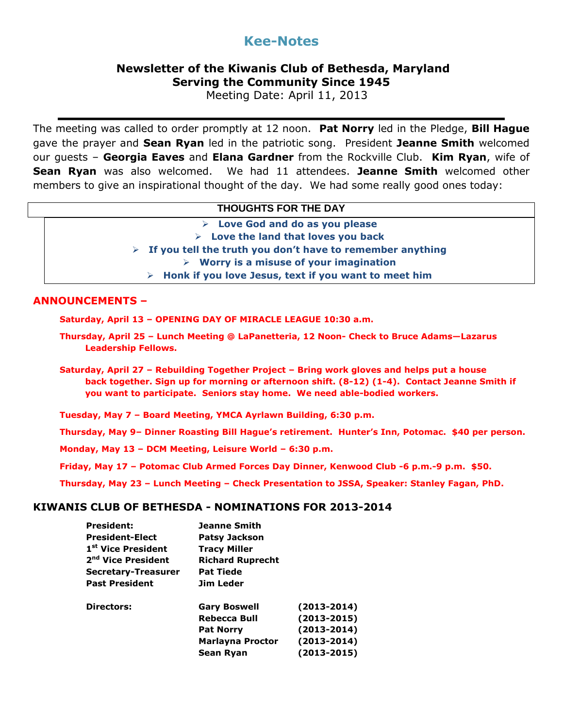# Kee-Notes

## Newsletter of the Kiwanis Club of Bethesda, Maryland
## Serving the Community Since 1945

Meeting Date: April 11, 2013

---

The meeting was called to order promptly at 12 noon. **Pat Norry** led in the Pledge, **Bill Hague** gave the prayer and **Sean Ryan** led in the patriotic song. President **Jeanne Smith** welcomed our guests – **Georgia Eaves** and **Elana Gardner** from the Rockville Club. **Kim Ryan**, wife of **Sean Ryan** was also welcomed. We had 11 attendees. **Jeanne Smith** welcomed other members to give an inspirational thought of the day. We had some really good ones today:

| THOUGHTS FOR THE DAY |
|---|
| **Love God and do as you please** |
| **Love the land that loves you back** |
| **If you tell the truth you don't have to remember anything** |
| **Worry is a misuse of your imagination** |
| **Honk if you love Jesus, text if you want to meet him** |

## ANNOUNCEMENTS –

**Saturday, April 13 – OPENING DAY OF MIRACLE LEAGUE 10:30 a.m.**

**Thursday, April 25 – Lunch Meeting @ LaPanetteria, 12 Noon- Check to Bruce Adams—Lazarus Leadership Fellows.**

**Saturday, April 27 – Rebuilding Together Project – Bring work gloves and helps put a house back together. Sign up for morning or afternoon shift. (8-12) (1-4). Contact Jeanne Smith if you want to participate. Seniors stay home. We need able-bodied workers.**

**Tuesday, May 7 – Board Meeting, YMCA Ayrlawn Building, 6:30 p.m.**

**Thursday, May 9– Dinner Roasting Bill Hague's retirement. Hunter's Inn, Potomac. $40 per person.**

**Monday, May 13 – DCM Meeting, Leisure World – 6:30 p.m.**

**Friday, May 17 – Potomac Club Armed Forces Day Dinner, Kenwood Club -6 p.m.-9 p.m. $50.**

**Thursday, May 23 – Lunch Meeting – Check Presentation to JSSA, Speaker: Stanley Fagan, PhD.**

## KIWANIS CLUB OF BETHESDA - NOMINATIONS FOR 2013-2014

| | | |
|---|---|---|
| **President:** | **Jeanne Smith** | |
| **President-Elect** | **Patsy Jackson** | |
| **1st Vice President** | **Tracy Miller** | |
| **2nd Vice President** | **Richard Ruprecht** | |
| **Secretary-Treasurer** | **Pat Tiede** | |
| **Past President** | **Jim Leder** | |
| **Directors:** | **Gary Boswell** | **(2013-2014)** |
| | **Rebecca Bull** | **(2013-2015)** |
| | **Pat Norry** | **(2013-2014)** |
| | **Marlayna Proctor** | **(2013-2014)** |
| | **Sean Ryan** | **(2013-2015)** |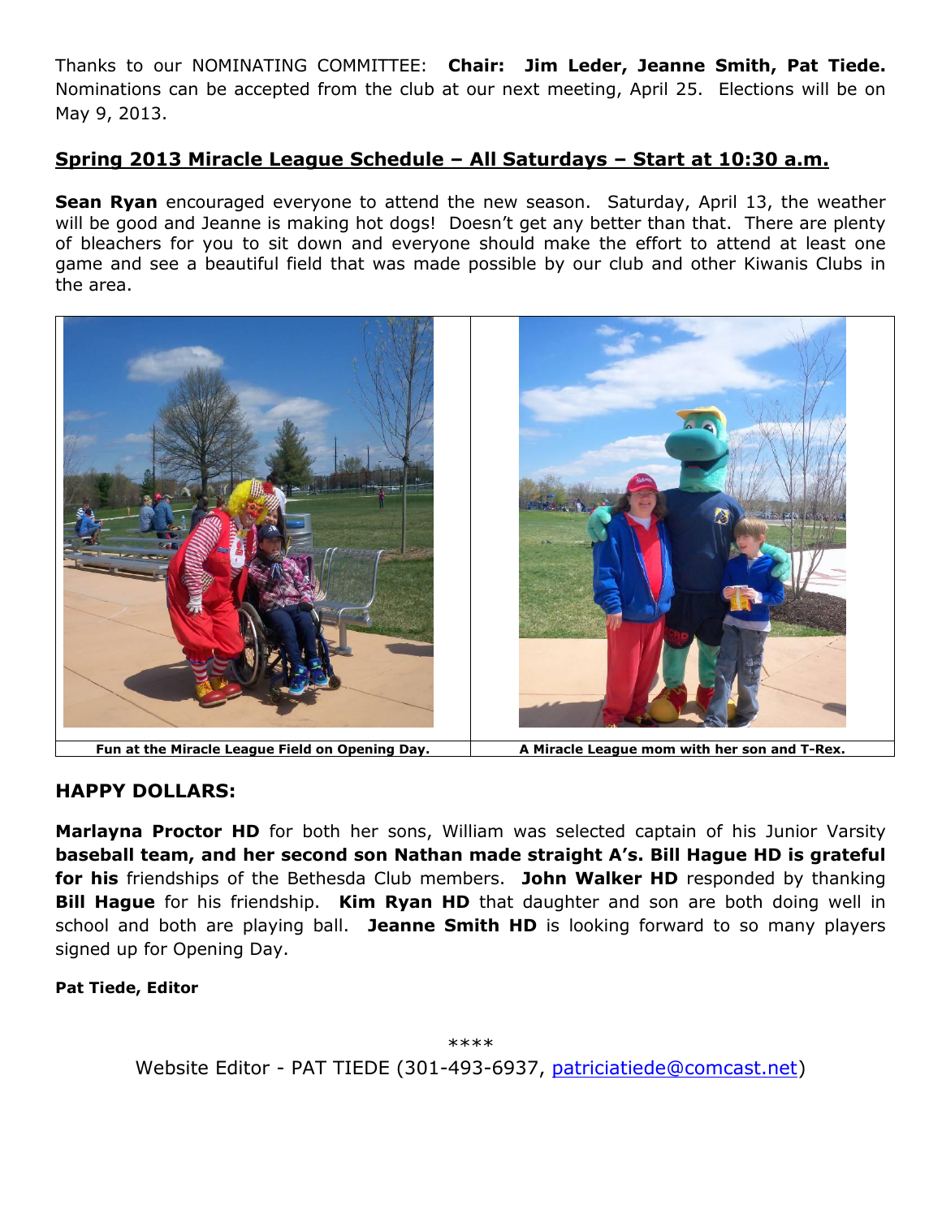Thanks to our NOMINATING COMMITTEE: **Chair: Jim Leder, Jeanne Smith, Pat Tiede.** Nominations can be accepted from the club at our next meeting, April 25. Elections will be on May 9, 2013.

## Spring 2013 Miracle League Schedule – All Saturdays – Start at 10:30 a.m.

**Sean Ryan** encouraged everyone to attend the new season. Saturday, April 13, the weather will be good and Jeanne is making hot dogs! Doesn't get any better than that. There are plenty of bleachers for you to sit down and everyone should make the effort to attend at least one game and see a beautiful field that was made possible by our club and other Kiwanis Clubs in the area.

| Fun at the Miracle League Field on Opening Day. | A Miracle League mom with her son and T-Rex. |
|---|---|

## HAPPY DOLLARS:

**Marlayna Proctor HD** for both her sons, William was selected captain of his Junior Varsity **baseball team, and her second son Nathan made straight A's. Bill Hague HD is grateful for his** friendships of the Bethesda Club members. **John Walker HD** responded by thanking **Bill Hague** for his friendship. **Kim Ryan HD** that daughter and son are both doing well in school and both are playing ball. **Jeanne Smith HD** is looking forward to so many players signed up for Opening Day.

**Pat Tiede, Editor**

\*\*\*\*

Website Editor - PAT TIEDE (301-493-6937, patriciatiede@comcast.net)